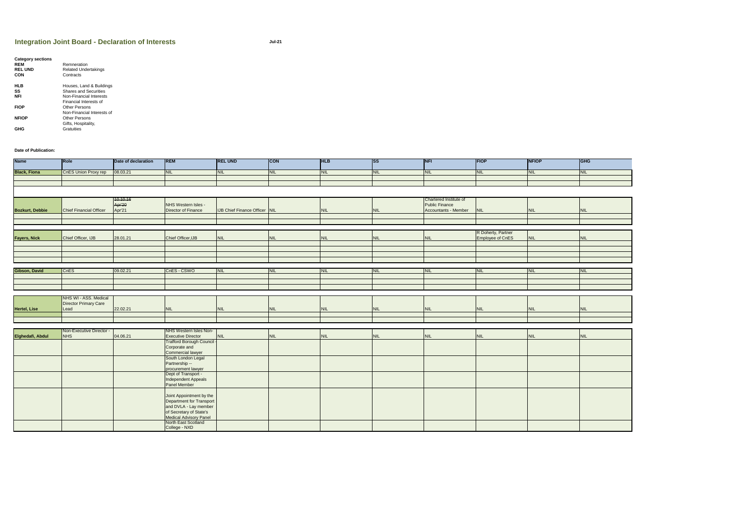# Integration Joint Board - Declaration of Interests

Jul-21

**Category sections**

| | |
|---|---|
| **REM** | Remneration |
| **REL UND** | Related Undertakings |
| **CON** | Contracts |
| **HLB** | Houses, Land & Buildings |
| **SS** | Shares and Securities |
| **NFI** | Non-Financial Interests |
| **FIOP** | Financial Interests of Other Persons |
| **NFIOP** | Non-Financial Interests of Other Persons |
| **GHG** | Gifts, Hospitality, Gratuities |

**Date of Publication:**

| Name | Role | Date of declaration | REM | REL UND | CON | HLB | SS | NFI | FIOP | NFIOP | GHG |
|---|---|---|---|---|---|---|---|---|---|---|---|
| **Black, Fiona** | CnES Union Proxy rep | 08.03.21 | NIL | NIL | NIL | NIL | NIL | NIL | NIL | NIL | NIL |
| **Bozkurt, Debbie** | Chief Financial Officer | ~~10.10.16~~ ~~Apr'20~~ Apr'21 | NHS Western Isles - Director of Finance | IJB Chief Finance Officer | NIL | NIL | NIL | Chartered Institute of Public Finance Accountants - Member | NIL | NIL | NIL |
| **Fayers, Nick** | Chief Officer, IJB | 28.01.21 | Chief Officer,IJB | NIL | NIL | NIL | NIL | NIL | R Doherty, Partner Employee of CnES | NIL | NIL |
| **Gibson, David** | CnES | 09.02.21 | CnES - CSWO | NIL | NIL | NIL | NIL | NIL | NIL | NIL | NIL |
| **Hertel, Lise** | NHS WI - ASS. Medical Director Primary Care Lead | 22.02.21 | NIL | NIL | NIL | NIL | NIL | NIL | NIL | NIL | NIL |
| **Elghedafi, Abdul** | Non-Executive Director - NHS | 04.06.21 | NHS Western Isles Non-Executive Director | NIL | NIL | NIL | NIL | NIL | NIL | NIL | NIL |
| | | | Trafford Borough Council - Corporate and Commercial lawyer | | | | | | | | |
| | | | South London Legal Partnership -- procurement lawyer | | | | | | | | |
| | | | Dept of Transport - Independent Appeals Panel Member | | | | | | | | |
| | | | Joint Appointment by the Department for Transport and DVLA - Lay member of Secretary of State's Medical Advisory Panel | | | | | | | | |
| | | | North East Scotland College - NXD | | | | | | | | |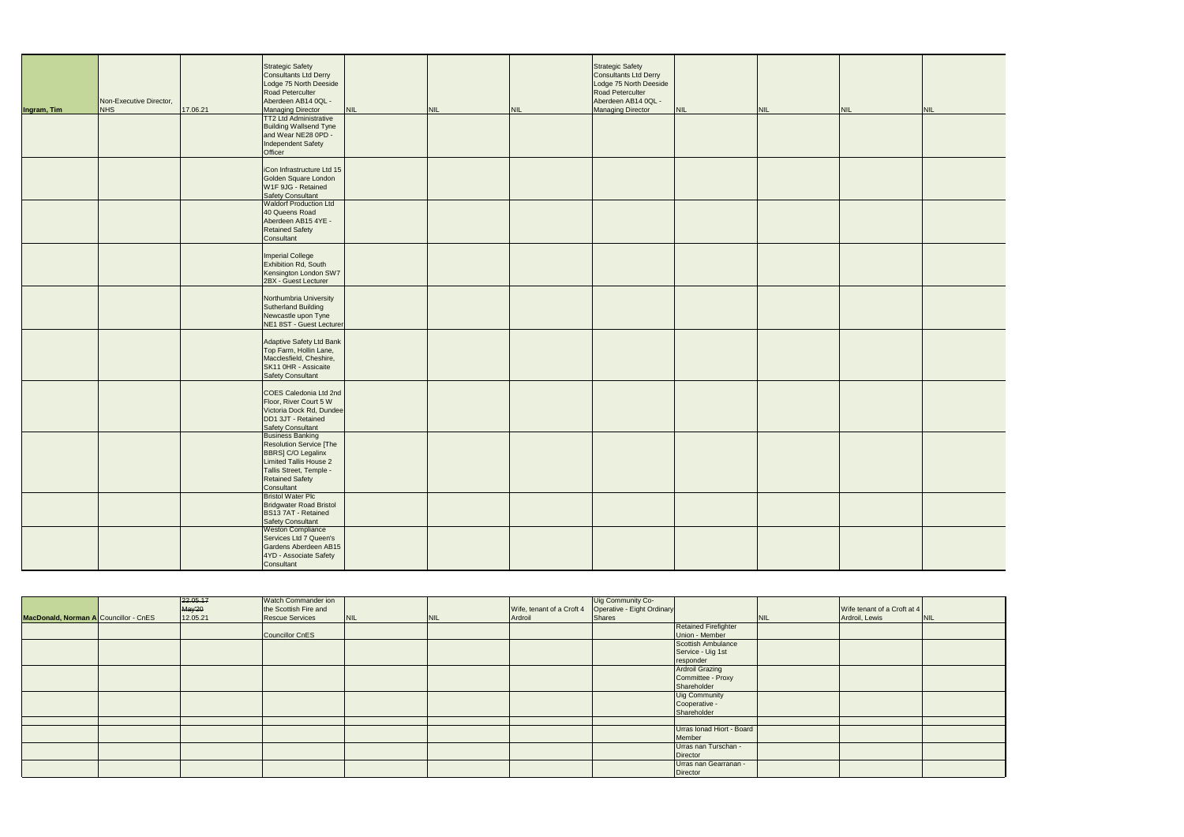| Ingram, Tim | Non-Executive Director, NHS | 17.06.21 | Strategic Safety Consultants Ltd Derry Lodge 75 North Deeside Road Peterculter Aberdeen AB14 0QL - Managing Director | NIL | NIL | NIL | Strategic Safety Consultants Ltd Derry Lodge 75 North Deeside Road Peterculter Aberdeen AB14 0QL - Managing Director | NIL | NIL | NIL | NIL |
|---|---|---|---|---|---|---|---|---|---|---|---|
| | | | TT2 Ltd Administrative Building Wallsend Tyne and Wear NE28 0PD - Independent Safety Officer | | | | | | | | |
| | | | iCon Infrastructure Ltd 15 Golden Square London W1F 9JG - Retained Safety Consultant | | | | | | | | |
| | | | Waldorf Production Ltd 40 Queens Road Aberdeen AB15 4YE - Retained Safety Consultant | | | | | | | | |
| | | | Imperial College Exhibition Rd, South Kensington London SW7 2BX - Guest Lecturer | | | | | | | | |
| | | | Northumbria University Sutherland Building Newcastle upon Tyne NE1 8ST - Guest Lecturer | | | | | | | | |
| | | | Adaptive Safety Ltd Bank Top Farm, Hollin Lane, Macclesfield, Cheshire, SK11 0HR - Assicaite Safety Consultant | | | | | | | | |
| | | | COES Caledonia Ltd 2nd Floor, River Court 5 W Victoria Dock Rd, Dundee DD1 3JT - Retained Safety Consultant | | | | | | | | |
| | | | Business Banking Resolution Service [The BBRS] C/O Legalinx Limited Tallis House 2 Tallis Street, Temple - Retained Safety Consultant | | | | | | | | |
| | | | Bristol Water Plc Bridgwater Road Bristol BS13 7AT - Retained Safety Consultant | | | | | | | | |
| | | | Weston Compliance Services Ltd 7 Queen's Gardens Aberdeen AB15 4YD - Associate Safety Consultant | | | | | | | | |

| MacDonald, Norman A | Councillor - CnES | ~~22.05.17~~ ~~May'20~~ 12.05.21 | Watch Commander ion the Scottish Fire and Rescue Services | NIL | NIL | Wife, tenant of a Croft 4 Ardroil | Uig Community Co-Operative - Eight Ordinary Shares | | NIL | Wife tenant of a Croft at 4 Ardroil, Lewis | NIL |
|---|---|---|---|---|---|---|---|---|---|---|---|
| | | | Councillor CnES | | | | | Retained Firefighter Union - Member | | | |
| | | | | | | | | Scottish Ambulance Service - Uig 1st responder | | | |
| | | | | | | | | Ardroil Grazing Committee - Proxy Shareholder | | | |
| | | | | | | | | Uig Community Cooperative - Shareholder | | | |
| | | | | | | | | | | | |
| | | | | | | | | Urras Ionad Hiort - Board Member | | | |
| | | | | | | | | Urras nan Turschan - Director | | | |
| | | | | | | | | Urras nan Gearranan - Director | | | |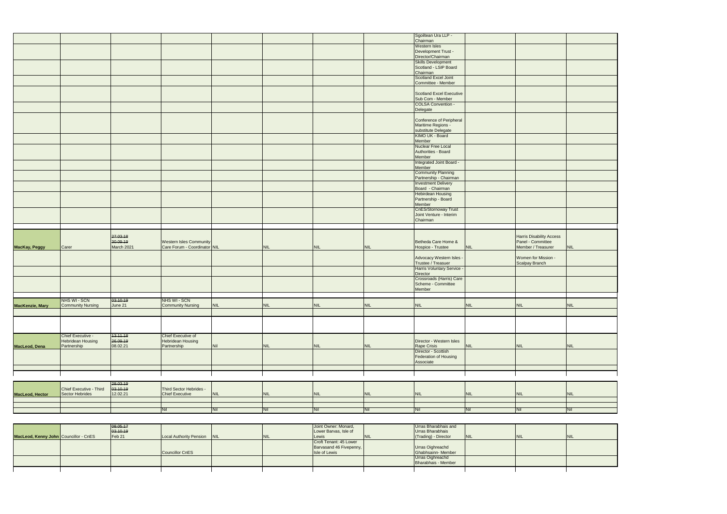| | | | | | | | | | | | |
|---|---|---|---|---|---|---|---|---|---|---|---|
| | | | | | | | | Sgoiltean Ura LLP - Chairman | | | |
| | | | | | | | | Western Isles Development Trust - Director/Chairman | | | |
| | | | | | | | | Skills Development Scotland - LSIP Board Chairman | | | |
| | | | | | | | | Scotland Excel Joint Committee - Member | | | |
| | | | | | | | | Scotland Excel Executive Sub Com - Member | | | |
| | | | | | | | | COLSA Convention - Delegate | | | |
| | | | | | | | | Conference of Peripheral Maritime Regions - substitute Delegate | | | |
| | | | | | | | | KIMO UK - Board Member | | | |
| | | | | | | | | Nuclear Free Local Authorities - Board Member | | | |
| | | | | | | | | Integrated Joint Board - Member | | | |
| | | | | | | | | Community Planning Partnership - Chairman | | | |
| | | | | | | | | Investment Delivery Board - Chairman | | | |
| | | | | | | | | Hebirdean Housing Partnership - Board Member | | | |
| | | | | | | | | CnES/Stornoway Trust Joint Venture - Interim Chairman | | | |
| **MacKay, Peggy** | Carer | ~~27.03.18~~ ~~30.09.19~~ March 2021 | Western Isles Community Care Forum - Coordinator | NIL | NIL | NIL | NIL | Betheda Care Home & Hospice - Trustee | NIL | Harris Disability Access Panel - Committee Member / Treasurer | NIL |
| | | | | | | | | Advocacy Western Isles - Trustee / Treasuer | | Women for Mission - Scalpay Branch | |
| | | | | | | | | Harris Voluntary Service - Director | | | |
| | | | | | | | | Crossroads (Harris) Care Scheme - Committee Member | | | |
| **MacKenzie, Mary** | NHS WI - SCN Community Nursing | ~~03.10.19~~ June 21 | NHS WI - SCN Community Nursing | NIL | NIL | NIL | NIL | NIL | NIL | NIL | NIL |
| **MacLeod, Dena** | Chief Executive - Hebridean Housing Partnership | ~~13.11.18~~ ~~26.09.19~~ 08.02.21 | Chief Executive of Hebridean Housing Partnership | Nil | NIL | NIL | NIL | Director - Western Isles Rape Crisis | NIL | NIL | NIL |
| | | | | | | | | Director - Scottish Federation of Housing Associate | | | |
| **MacLeod, Hector** | Chief Executive - Third Sector Hebrides | ~~28.03.19~~ ~~03.10.19~~ 12.02.21 | Third Sector Hebrides - Chief Executive | NIL | NIL | NIL | NIL | NIL | NIL | NIL | NIL |
| | | | ~~Nil~~ | ~~Nil~~ | ~~Nil~~ | ~~Nil~~ | ~~Nil~~ | ~~Nil~~ | ~~Nil~~ | ~~Nil~~ | ~~Nil~~ |
| **MacLeod, Kenny John** | Councillor - CnES | ~~08.05.17~~ ~~03.10.19~~ Feb 21 | Local Authority Pension | NIL | NIL | Joint Owner: Monard, Lower Barvas, Isle of Lewis | NIL | Urras Bharabhais and Urras Bharabhais (Trading) - Director | NIL | NIL | NIL |
| | | | Councillor CnES | | | Croft Tenant: 45 Lower Barvasand 46 Fivepenny, Isle of Lewis | | Urras Oighreachd Ghabhsainn- Member | | | |
| | | | | | | | | Urras Oighreachd Bharabhais - Member | | | |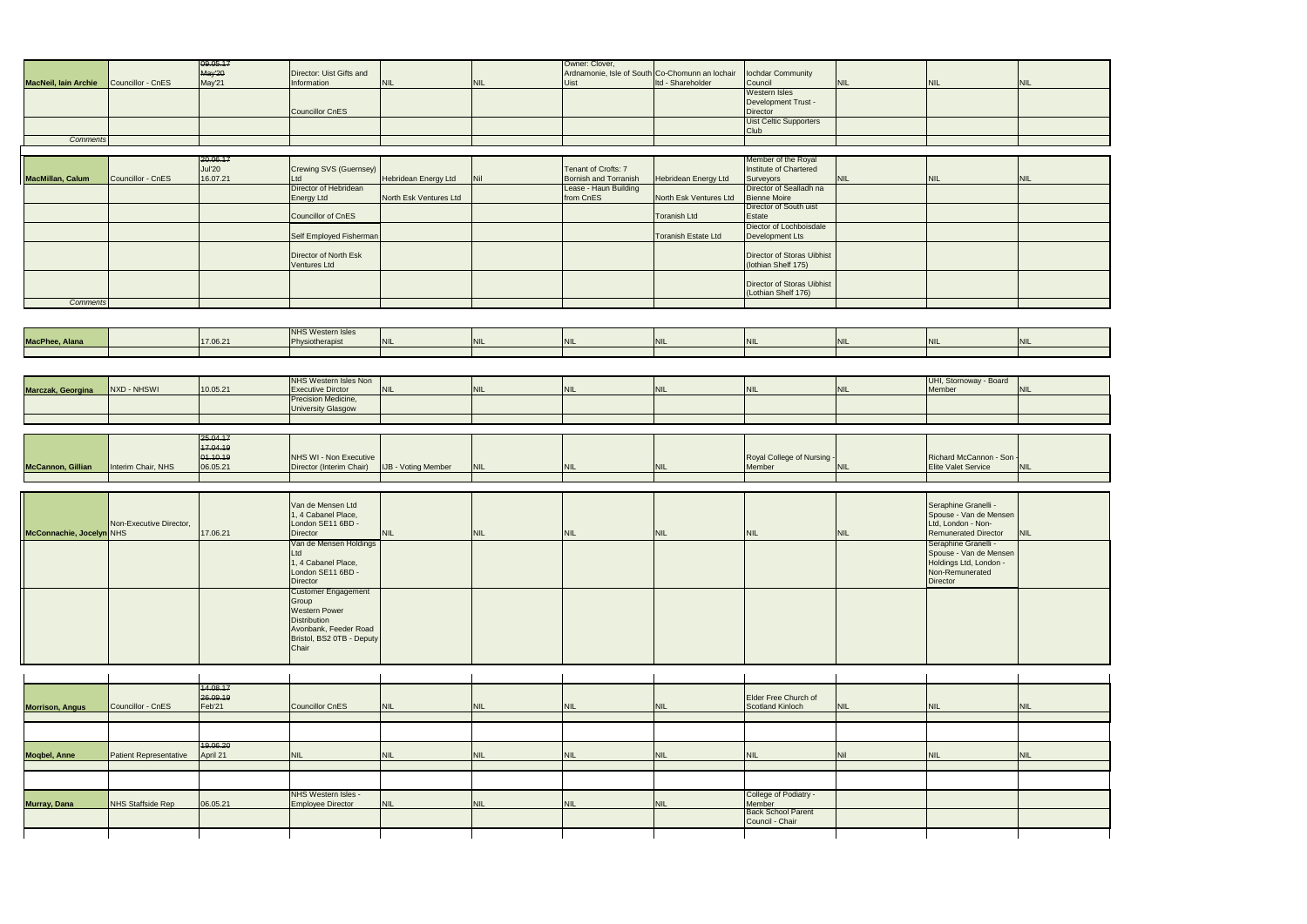| | | | | | | | | | | | |
|---|---|---|---|---|---|---|---|---|---|---|---|
| **MacNeil, Iain Archie** | Councillor - CnES | ~~09.05.17~~ ~~May'20~~ May'21 | Director: Uist Gifts and Information | NIL | NIL | Owner: Clover, Ardnamonie, Isle of South Uist | Co-Chomunn an Iochair ltd - Shareholder | Iochdar Community Council | NIL | NIL | NIL |
| | | | Councillor CnES | | | | | Western Isles Development Trust - Director | | | |
| | | | | | | | | Uist Celtic Supporters Club | | | |
| *Comments* | | | | | | | | | | | |
| **MacMillan, Calum** | Councillor - CnES | ~~20.06.17~~ Jul'20 16.07.21 | Crewing SVS (Guernsey) Ltd | Hebridean Energy Ltd | Nil | Tenant of Crofts: 7 Bornish and Torranish | Hebridean Energy Ltd | Member of the Royal Institute of Chartered Surveyors | NIL | NIL | NIL |
| | | | Director of Hebridean Energy Ltd | North Esk Ventures Ltd | | Lease - Haun Building from CnES | North Esk Ventures Ltd | Director of Sealladh na Bienne Moire | | | |
| | | | Councillor of CnES | | | | Toranish Ltd | Director of South uist Estate | | | |
| | | | Self Employed Fisherman | | | | Toranish Estate Ltd | Diector of Lochboisdale Development Lts | | | |
| | | | Director of North Esk Ventures Ltd | | | | | Director of Storas Uibhist (lothian Shelf 175) | | | |
| | | | | | | | | Director of Storas Uibhist (Lothian Shelf 176) | | | |
| *Comments* | | | | | | | | | | | |
| **MacPhee, Alana** | | 17.06.21 | NHS Western Isles Physiotherapist | NIL | NIL | NIL | NIL | NIL | NIL | NIL | NIL |
| **Marczak, Georgina** | NXD - NHSWI | 10.05.21 | NHS Western Isles Non Executive Dirctor | NIL | NIL | NIL | NIL | NIL | NIL | UHI, Stornoway - Board Member | NIL |
| | | | Precision Medicine, University Glasgow | | | | | | | | |
| **McCannon, Gillian** | Interim Chair, NHS | ~~25.04.17~~ ~~17.04.19~~ ~~01.10.19~~ 06.05.21 | NHS WI - Non Executive Director (Interim Chair) | IJB - Voting Member | NIL | NIL | NIL | Royal College of Nursing - Member | NIL | Richard McCannon - Son - Elite Valet Service | NIL |
| **McConnachie, Jocelyn** | Non-Executive Director, NHS | 17.06.21 | Van de Mensen Ltd 1, 4 Cabanel Place, London SE11 6BD - Director | NIL | NIL | NIL | NIL | NIL | NIL | Seraphine Granelli - Spouse - Van de Mensen Ltd, London - Non-Remunerated Director | NIL |
| | | | Van de Mensen Holdings Ltd 1, 4 Cabanel Place, London SE11 6BD - Director | | | | | | | Seraphine Granelli - Spouse - Van de Mensen Holdings Ltd, London - Non-Remunerated Director | |
| | | | Customer Engagement Group Western Power Distribution Avonbank, Feeder Road Bristol, BS2 0TB - Deputy Chair | | | | | | | | |
| **Morrison, Angus** | Councillor - CnES | ~~14.08.17~~ ~~26.09.19~~ Feb'21 | Councillor CnES | NIL | NIL | NIL | NIL | Elder Free Church of Scotland Kinloch | NIL | NIL | NIL |
| **Moqbel, Anne** | Patient Representative | ~~19.06.20~~ April 21 | NIL | NIL | NIL | NIL | NIL | NIL | Nil | NIL | NIL |
| **Murray, Dana** | NHS Staffside Rep | 06.05.21 | NHS Western Isles - Employee Director | NIL | NIL | NIL | NIL | College of Podiatry - Member | | | |
| | | | | | | | | Back School Parent Council - Chair | | | |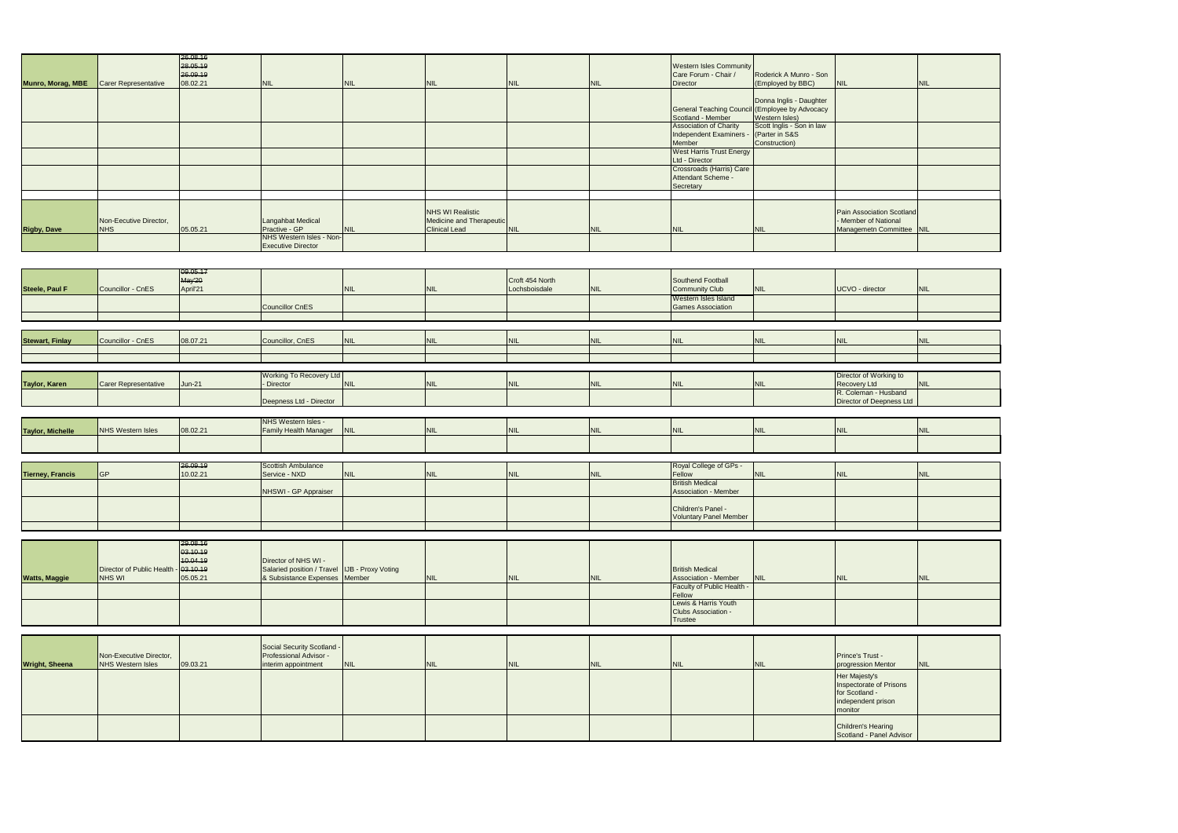| | | | | | | | | | | | |
|---|---|---|---|---|---|---|---|---|---|---|---|
| **Munro, Morag, MBE** | Carer Representative | ~~26.08.16~~ ~~28.05.19~~ ~~26.09.19~~ 08.02.21 | NIL | NIL | NIL | NIL | NIL | Western Isles Community Care Forum - Chair / Director | Roderick A Munro - Son (Employed by BBC) | NIL | NIL |
| | | | | | | | | General Teaching Council Scotland - Member | Donna Inglis - Daughter (Employee by Advocacy Western Isles) | | |
| | | | | | | | | Association of Charity Independent Examiners - Member | Scott Inglis - Son in law (Parter in S&S Construction) | | |
| | | | | | | | | West Harris Trust Energy Ltd - Director | | | |
| | | | | | | | | Crossroads (Harris) Care Attendant Scheme - Secretary | | | |
| | | | | | | | | | | | |
| **Rigby, Dave** | Non-Eecutive Director, NHS | 05.05.21 | Langahbat Medical Practive - GP | NIL | NHS WI Realistic Medicine and Therapeutic Clinical Lead | NIL | NIL | NIL | NIL | Pain Association Scotland - Member of National Managemetn Committee | NIL |
| | | | NHS Western Isles - Non-Executive Director | | | | | | | | |
| **Steele, Paul F** | Councillor - CnES | ~~08.05.17~~ ~~May'20~~ April'21 | | NIL | NIL | Croft 454 North Lochsboisdale | NIL | Southend Football Community Club | NIL | UCVO - director | NIL |
| | | | Councillor CnES | | | | | Western Isles Island Games Association | | | |
| | | | | | | | | | | | |
| **Stewart, Finlay** | Councillor - CnES | 08.07.21 | Councillor, CnES | NIL | NIL | NIL | NIL | NIL | NIL | NIL | NIL |
| | | | | | | | | | | | |
| | | | | | | | | | | | |
| **Taylor, Karen** | Carer Representative | Jun-21 | Working To Recovery Ltd - Director | NIL | NIL | NIL | NIL | NIL | NIL | Director of Working to Recovery Ltd | NIL |
| | | | Deepness Ltd - Director | | | | | | | R. Coleman - Husband Director of Deepness Ltd | |
| **Taylor, Michelle** | NHS Western Isles | 08.02.21 | NHS Western Isles - Family Health Manager | NIL | NIL | NIL | NIL | NIL | NIL | NIL | NIL |
| | | | | | | | | | | | |
| **Tierney, Francis** | GP | ~~26.09.19~~ 10.02.21 | Scottish Ambulance Service - NXD | NIL | NIL | NIL | NIL | Royal College of GPs - Fellow | NIL | NIL | NIL |
| | | | NHSWI - GP Appraiser | | | | | British Medical Association - Member | | | |
| | | | | | | | | Children's Panel - Voluntary Panel Member | | | |
| | | | | | | | | | | | |
| **Watts, Maggie** | Director of Public Health - NHS WI | ~~26.08.16~~ ~~03.10.19~~ ~~10.04.19~~ ~~03.10.19~~ 05.05.21 | Director of NHS WI - Salaried position / Travel & Subsistance Expenses | IJB - Proxy Voting Member | NIL | NIL | NIL | British Medical Association - Member | NIL | NIL | NIL |
| | | | | | | | | Faculty of Public Health - Fellow | | | |
| | | | | | | | | Lewis & Harris Youth Clubs Association - Trustee | | | |
| **Wright, Sheena** | Non-Executive Director, NHS Western Isles | 09.03.21 | Social Security Scotland - Professional Advisor - interim appointment | NIL | NIL | NIL | NIL | NIL | NIL | Prince's Trust - progression Mentor | NIL |
| | | | | | | | | | | Her Majesty's Inspectorate of Prisons for Scotland - independent prison monitor | |
| | | | | | | | | | | Children's Hearing Scotland - Panel Advisor | |